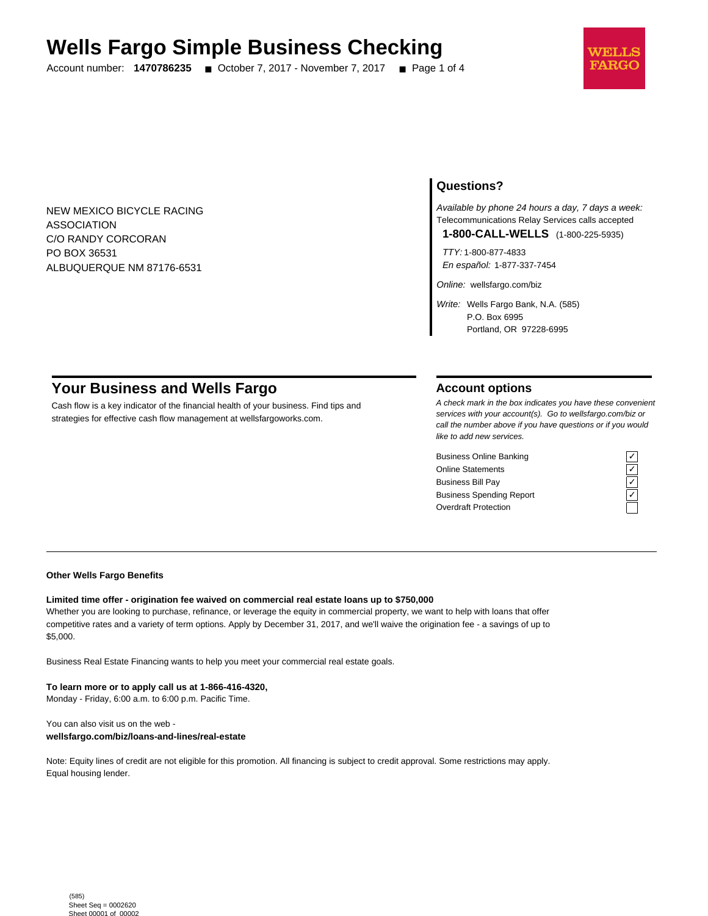# Wells Fargo Simple Business Checking

Account number: **1470786235** ■ October 7, 2017 - November 7, 2017 ■ Page 1 of 4

WELLS FARGO

NEW MEXICO BICYCLE RACING
ASSOCIATION
C/O RANDY CORCORAN
PO BOX 36531
ALBUQUERQUE NM 87176-6531

## Questions?

*Available by phone 24 hours a day, 7 days a week:*
Telecommunications Relay Services calls accepted

**1-800-CALL-WELLS** (1-800-225-5935)

*TTY:* 1-800-877-4833
*En español:* 1-877-337-7454

*Online:* wellsfargo.com/biz

*Write:* Wells Fargo Bank, N.A. (585)
P.O. Box 6995
Portland, OR 97228-6995

## Your Business and Wells Fargo

Cash flow is a key indicator of the financial health of your business. Find tips and strategies for effective cash flow management at wellsfargoworks.com.

## Account options

*A check mark in the box indicates you have these convenient services with your account(s). Go to wellsfargo.com/biz or call the number above if you have questions or if you would like to add new services.*

| Service | |
|---|---|
| Business Online Banking | ✓ |
| Online Statements | ✓ |
| Business Bill Pay | ✓ |
| Business Spending Report | ✓ |
| Overdraft Protection | |

**Other Wells Fargo Benefits**

**Limited time offer - origination fee waived on commercial real estate loans up to $750,000**
Whether you are looking to purchase, refinance, or leverage the equity in commercial property, we want to help with loans that offer competitive rates and a variety of term options. Apply by December 31, 2017, and we'll waive the origination fee - a savings of up to $5,000.

Business Real Estate Financing wants to help you meet your commercial real estate goals.

**To learn more or to apply call us at 1-866-416-4320,**
Monday - Friday, 6:00 a.m. to 6:00 p.m. Pacific Time.

You can also visit us on the web -
**wellsfargo.com/biz/loans-and-lines/real-estate**

Note: Equity lines of credit are not eligible for this promotion. All financing is subject to credit approval. Some restrictions may apply. Equal housing lender.

(585)
Sheet Seq = 0002620
Sheet 00001 of 00002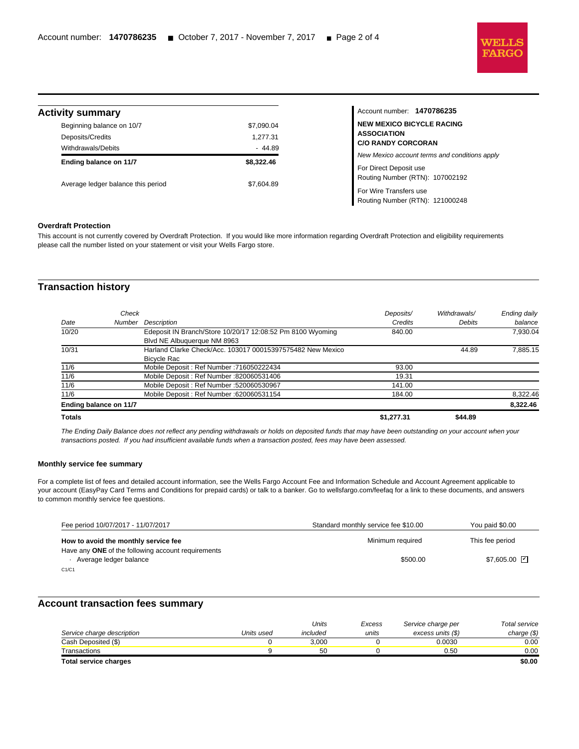## Activity summary

| | |
|---|---|
| Beginning balance on 10/7 | $7,090.04 |
| Deposits/Credits | 1,277.31 |
| Withdrawals/Debits | - 44.89 |
| **Ending balance on 11/7** | **$8,322.46** |
| Average ledger balance this period | $7,604.89 |

Account number: **1470786235**

**NEW MEXICO BICYCLE RACING ASSOCIATION**
**C/O RANDY CORCORAN**

*New Mexico account terms and conditions apply*

For Direct Deposit use
Routing Number (RTN): 107002192

For Wire Transfers use
Routing Number (RTN): 121000248

**Overdraft Protection**

This account is not currently covered by Overdraft Protection. If you would like more information regarding Overdraft Protection and eligibility requirements please call the number listed on your statement or visit your Wells Fargo store.

## Transaction history

| *Date* | *Check Number* | *Description* | *Deposits/ Credits* | *Withdrawals/ Debits* | *Ending daily balance* |
|---|---|---|---|---|---|
| 10/20 | | Edeposit IN Branch/Store 10/20/17 12:08:52 Pm 8100 Wyoming Blvd NE Albuquerque NM 8963 | 840.00 | | 7,930.04 |
| 10/31 | | Harland Clarke Check/Acc. 103017 00015397575482 New Mexico Bicycle Rac | | 44.89 | 7,885.15 |
| 11/6 | | Mobile Deposit : Ref Number :716050222434 | 93.00 | | |
| 11/6 | | Mobile Deposit : Ref Number :820060531406 | 19.31 | | |
| 11/6 | | Mobile Deposit : Ref Number :520060530967 | 141.00 | | |
| 11/6 | | Mobile Deposit : Ref Number :620060531154 | 184.00 | | 8,322.46 |
| **Ending balance on 11/7** | | | | | **8,322.46** |
| **Totals** | | | **$1,277.31** | **$44.89** | |

*The Ending Daily Balance does not reflect any pending withdrawals or holds on deposited funds that may have been outstanding on your account when your transactions posted. If you had insufficient available funds when a transaction posted, fees may have been assessed.*

**Monthly service fee summary**

For a complete list of fees and detailed account information, see the Wells Fargo Account Fee and Information Schedule and Account Agreement applicable to your account (EasyPay Card Terms and Conditions for prepaid cards) or talk to a banker. Go to wellsfargo.com/feefaq for a link to these documents, and answers to common monthly service fee questions.

| Fee period 10/07/2017 - 11/07/2017 | Standard monthly service fee $10.00 | You paid $0.00 |
|---|---|---|
| **How to avoid the monthly service fee** | Minimum required | This fee period |
| Have any **ONE** of the following account requirements | | |
| · Average ledger balance | $500.00 | $7,605.00 ☑ |

C1/C1

## Account transaction fees summary

| *Service charge description* | *Units used* | *Units included* | *Excess units* | *Service charge per excess units ($)* | *Total service charge ($)* |
|---|---|---|---|---|---|
| Cash Deposited ($) | 0 | 3,000 | 0 | 0.0030 | 0.00 |
| Transactions | 9 | 50 | 0 | 0.50 | 0.00 |
| **Total service charges** | | | | | **$0.00** |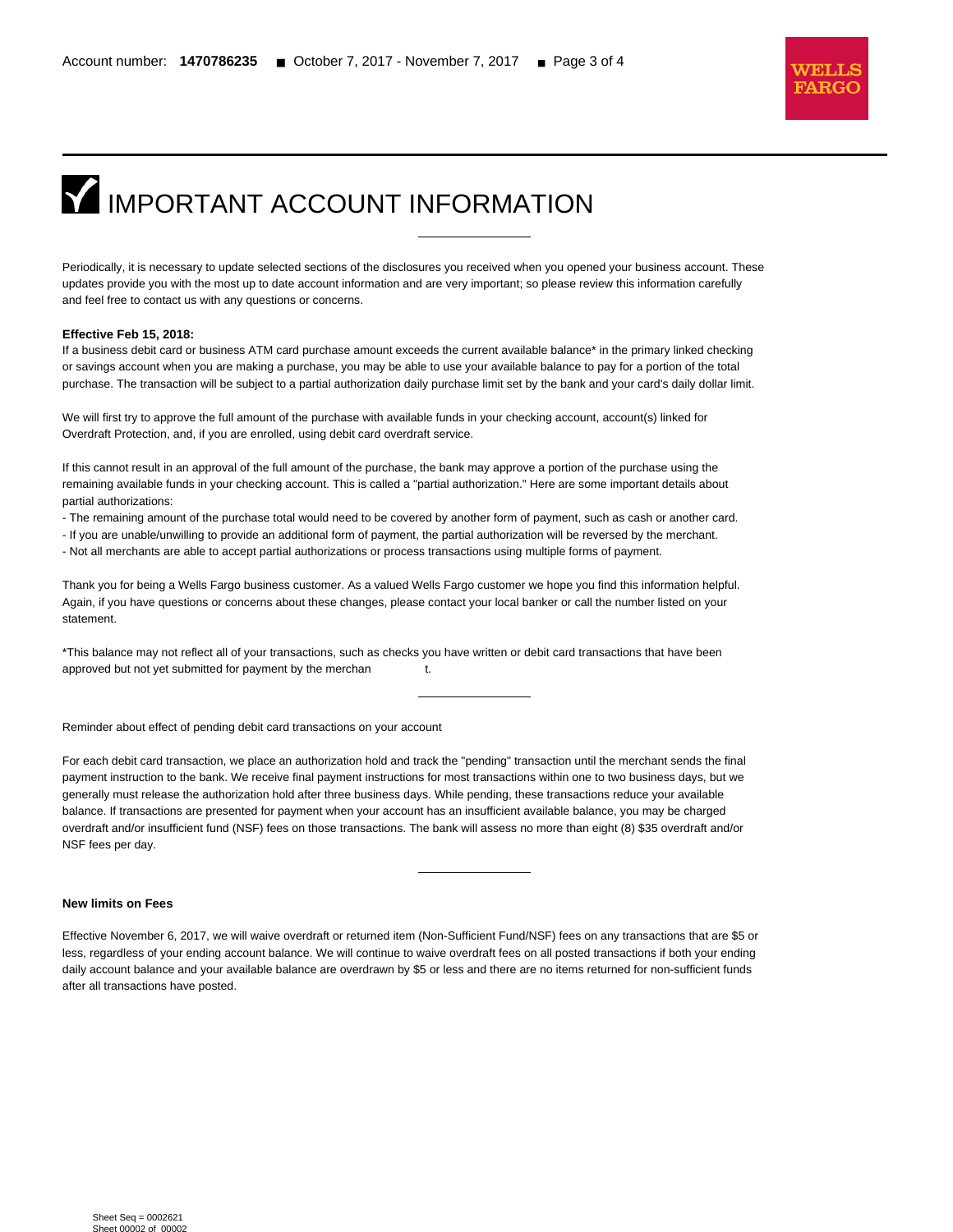# IMPORTANT ACCOUNT INFORMATION

---

Periodically, it is necessary to update selected sections of the disclosures you received when you opened your business account. These updates provide you with the most up to date account information and are very important; so please review this information carefully and feel free to contact us with any questions or concerns.

**Effective Feb 15, 2018:**

If a business debit card or business ATM card purchase amount exceeds the current available balance* in the primary linked checking or savings account when you are making a purchase, you may be able to use your available balance to pay for a portion of the total purchase. The transaction will be subject to a partial authorization daily purchase limit set by the bank and your card's daily dollar limit.

We will first try to approve the full amount of the purchase with available funds in your checking account, account(s) linked for Overdraft Protection, and, if you are enrolled, using debit card overdraft service.

If this cannot result in an approval of the full amount of the purchase, the bank may approve a portion of the purchase using the remaining available funds in your checking account. This is called a "partial authorization." Here are some important details about partial authorizations:

- The remaining amount of the purchase total would need to be covered by another form of payment, such as cash or another card.
- If you are unable/unwilling to provide an additional form of payment, the partial authorization will be reversed by the merchant.
- Not all merchants are able to accept partial authorizations or process transactions using multiple forms of payment.

Thank you for being a Wells Fargo business customer. As a valued Wells Fargo customer we hope you find this information helpful. Again, if you have questions or concerns about these changes, please contact your local banker or call the number listed on your statement.

*This balance may not reflect all of your transactions, such as checks you have written or debit card transactions that have been approved but not yet submitted for payment by the merchant.

---

Reminder about effect of pending debit card transactions on your account

For each debit card transaction, we place an authorization hold and track the "pending" transaction until the merchant sends the final payment instruction to the bank. We receive final payment instructions for most transactions within one to two business days, but we generally must release the authorization hold after three business days. While pending, these transactions reduce your available balance. If transactions are presented for payment when your account has an insufficient available balance, you may be charged overdraft and/or insufficient fund (NSF) fees on those transactions. The bank will assess no more than eight (8) $35 overdraft and/or NSF fees per day.

---

**New limits on Fees**

Effective November 6, 2017, we will waive overdraft or returned item (Non-Sufficient Fund/NSF) fees on any transactions that are $5 or less, regardless of your ending account balance. We will continue to waive overdraft fees on all posted transactions if both your ending daily account balance and your available balance are overdrawn by $5 or less and there are no items returned for non-sufficient funds after all transactions have posted.

Sheet Seq = 0002621
Sheet 00002 of 00002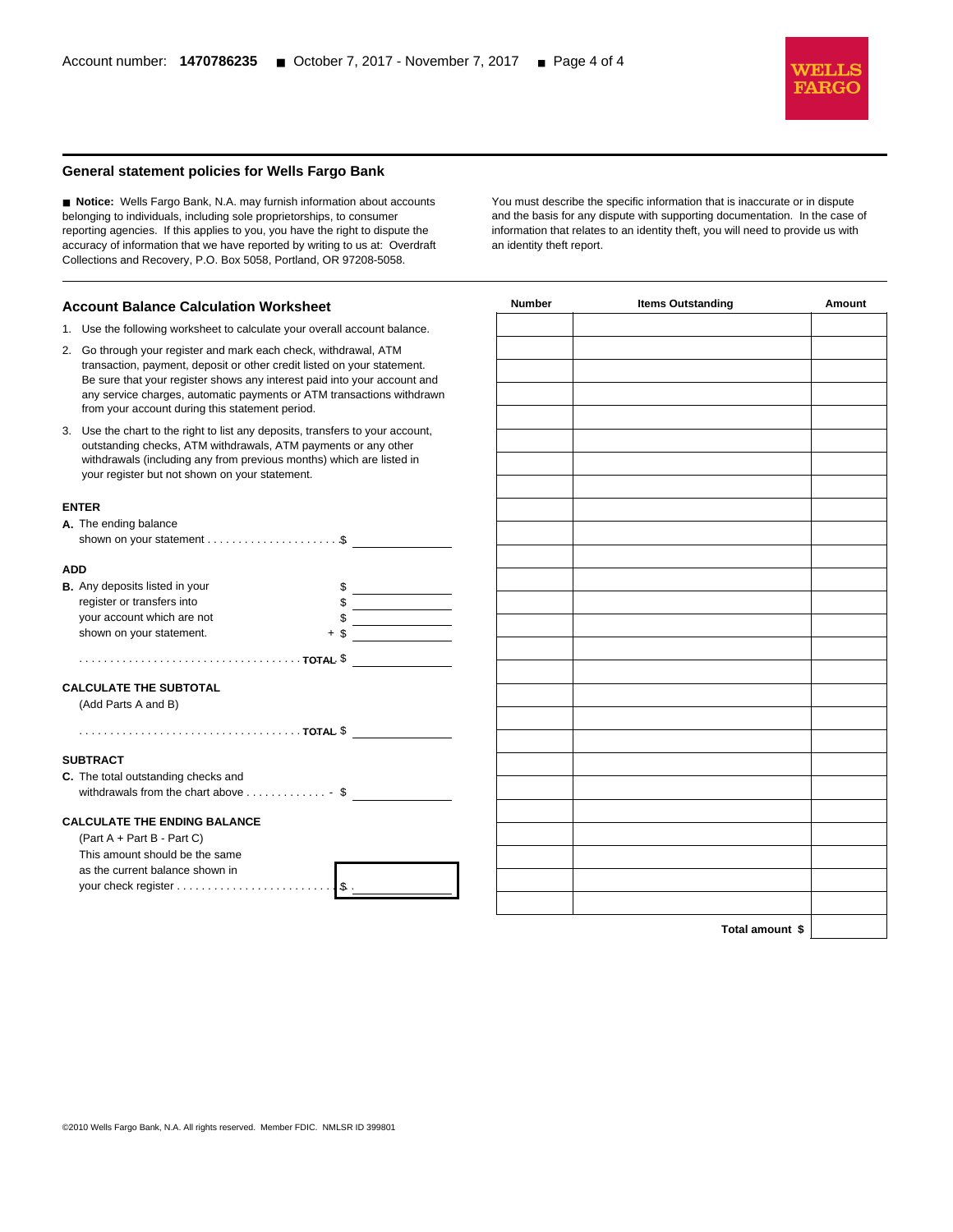## General statement policies for Wells Fargo Bank

■ **Notice:** Wells Fargo Bank, N.A. may furnish information about accounts belonging to individuals, including sole proprietorships, to consumer reporting agencies. If this applies to you, you have the right to dispute the accuracy of information that we have reported by writing to us at: Overdraft Collections and Recovery, P.O. Box 5058, Portland, OR 97208-5058.

You must describe the specific information that is inaccurate or in dispute and the basis for any dispute with supporting documentation. In the case of information that relates to an identity theft, you will need to provide us with an identity theft report.

### Account Balance Calculation Worksheet

1. Use the following worksheet to calculate your overall account balance.
2. Go through your register and mark each check, withdrawal, ATM transaction, payment, deposit or other credit listed on your statement. Be sure that your register shows any interest paid into your account and any service charges, automatic payments or ATM transactions withdrawn from your account during this statement period.
3. Use the chart to the right to list any deposits, transfers to your account, outstanding checks, ATM withdrawals, ATM payments or any other withdrawals (including any from previous months) which are listed in your register but not shown on your statement.

**ENTER**

**A.** The ending balance shown on your statement . . . . . . . . . . . . . . . . . . . . . $ ______

**ADD**

**B.** Any deposits listed in your register or transfers into your account which are not shown on your statement.

$ ______
$ ______
$ ______
\+ $ ______

. . . . . . . . . . . . . . . . . . . . . . . . . . . . . . . . . . . **TOTAL** $ ______

**CALCULATE THE SUBTOTAL**

(Add Parts A and B)

. . . . . . . . . . . . . . . . . . . . . . . . . . . . . . . . . . . **TOTAL** $ ______

**SUBTRACT**

**C.** The total outstanding checks and withdrawals from the chart above . . . . . . . . . . . . . - $ ______

**CALCULATE THE ENDING BALANCE**

(Part A + Part B - Part C)

This amount should be the same as the current balance shown in your check register . . . . . . . . . . . . . . . . . . . . . . . . . $ ______

| Number | Items Outstanding | Amount |
|---|---|---|
| | | |
| | | |
| | | |
| | | |
| | | |
| | | |
| | | |
| | | |
| | | |
| | | |
| | | |
| | | |
| | | |
| | | |
| | | |
| | | |
| | | |
| | | |
| | | |
| | | |
| | | |
| | | |
| | | |
| | | |
| | | |
| | | |
| | **Total amount $** | |

©2010 Wells Fargo Bank, N.A. All rights reserved. Member FDIC. NMLSR ID 399801